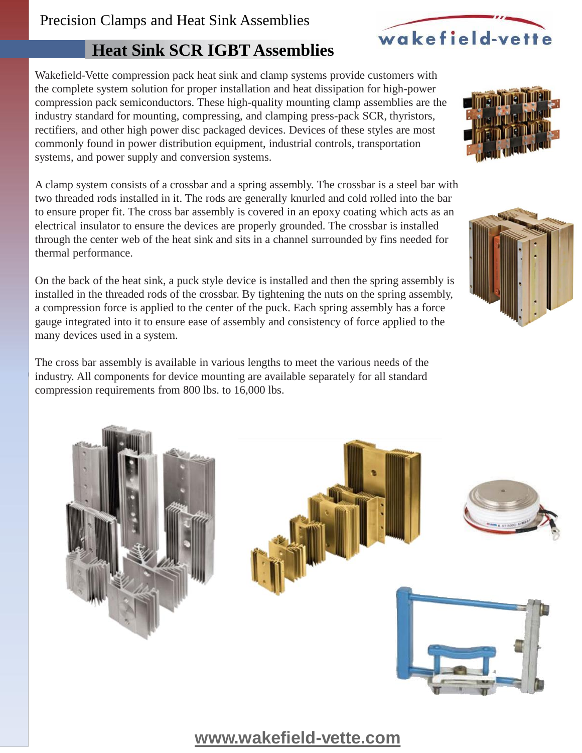Precision Clamps and Heat Sink Assemblies

# Heat Sink SCR IGBT Assemblies

Wakefield-Vette compression pack heat sink and clamp systems provide customers with the complete system solution for proper installation and heat dissipation for high-power compression pack semiconductors. These high-quality mounting clamp assemblies are the industry standard for mounting, compressing, and clamping press-pack SCR, thyristors, rectifiers, and other high power disc packaged devices. Devices of these styles are most commonly found in power distribution equipment, industrial controls, transportation systems, and power supply and conversion systems.

A clamp system consists of a crossbar and a spring assembly. The crossbar is a steel bar with two threaded rods installed in it. The rods are generally knurled and cold rolled into the bar to ensure proper fit. The cross bar assembly is covered in an epoxy coating which acts as an electrical insulator to ensure the devices are properly grounded. The crossbar is installed through the center web of the heat sink and sits in a channel surrounded by fins needed for thermal performance.

On the back of the heat sink, a puck style device is installed and then the spring assembly is installed in the threaded rods of the crossbar. By tightening the nuts on the spring assembly, a compression force is applied to the center of the puck. Each spring assembly has a force gauge integrated into it to ensure ease of assembly and consistency of force applied to the many devices used in a system.

The cross bar assembly is available in various lengths to meet the various needs of the industry. All components for device mounting are available separately for all standard compression requirements from 800 lbs. to 16,000 lbs.

www.wakefield-vette.com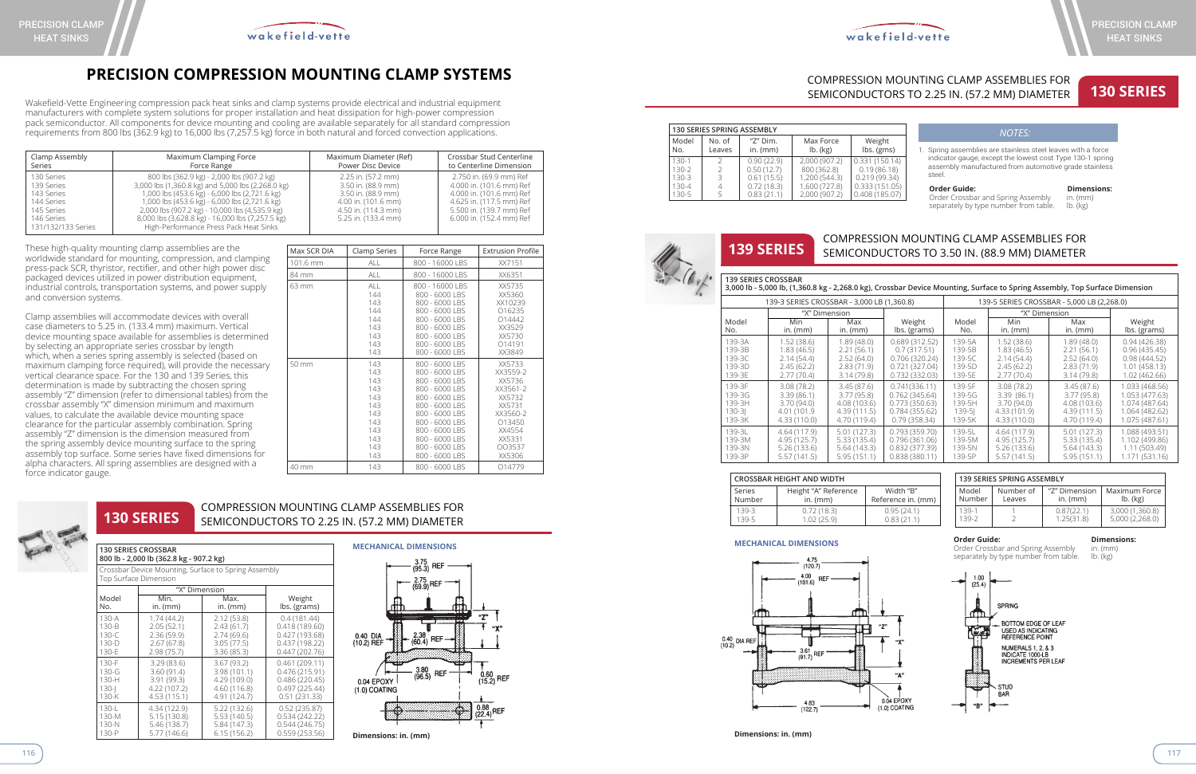# PRECISION COMPRESSION MOUNTING CLAMP SYSTEMS

Wakefield-Vette Engineering compression pack heat sinks and clamp systems provide electrical and industrial equipment manufacturers with complete system solutions for proper installation and heat dissipation for high-power compression pack semiconductor. All components for device mounting and cooling are available separately for all standard compression requirements from 800 lbs (362.9 kg) to 16,000 lbs (7,257.5 kg) force in both natural and forced convection applications.

| Clamp Assembly Series | Maximum Clamping Force Force Range | Maximum Diameter (Ref) Power Disc Device | Crossbar Stud Centerline to Centerline Dimension |
|---|---|---|---|
| 130 Series | 800 lbs (362.9 kg) - 2,000 lbs (907.2 kg) | 2.25 in. (57.2 mm) | 2.750 in. (69.9 mm) Ref |
| 139 Series | 3,000 lbs (1,360.8 kg) and 5,000 lbs (2,268.0 kg) | 3.50 in. (88.9 mm) | 4.000 in. (101.6 mm) Ref |
| 143 Series | 1,000 lbs (453.6 kg) - 6,000 lbs (2,721.6 kg) | 3.50 in. (88.9 mm) | 4.000 in. (101.6 mm) Ref |
| 144 Series | 1,000 lbs (453.6 kg) - 6,000 lbs (2,721.6 kg) | 4.00 in. (101.6 mm) | 4.625 in. (117.5 mm) Ref |
| 145 Series | 2,000 lbs (907.2 kg) - 10,000 lbs (4,535.9 kg) | 4.50 in. (114.3 mm) | 5.500 in. (139.7 mm) Ref |
| 146 Series | 8,000 lbs (3,628.8 kg) - 16,000 lbs (7,257.5 kg) | 5.25 in. (133.4 mm) | 6.000 in. (152.4 mm) Ref |
| 131/132/133 Series | High-Performance Press Pack Heat Sinks | | |

These high-quality mounting clamps assemblies are the worldwide standard for mounting, compression, and clamping press-pack SCR, thyristor, rectifier, and other high power disc packaged devices utilized in power distribution equipment, industrial controls, transportation systems, and power supply and conversion systems.

Clamp assemblies will accommodate devices with overall case diameters to 5.25 in. (133.4 mm) maximum. Vertical device mounting space available for assemblies is determined by selecting an appropriate series crossbar by length which, when a series spring assembly is selected (based on maximum clamping force required), will provide the necessary vertical clearance space. For the 130 and 139 Series, this determination is made by subtracting the chosen spring assembly "Z" dimension (refer to dimensional tables) from the crossbar assembly "X" dimension minimum and maximum values, to calculate the available device mounting space clearance for the particular assembly combination. Spring assembly "Z" dimension is the dimension measured from the spring assembly device mounting surface to the spring assembly top surface. Some series have fixed dimensions for alpha characters. All spring assemblies are designed with a force indicator gauge.

| Max SCR DIA | Clamp Series | Force Range | Extrusion Profile |
|---|---|---|---|
| 101.6 mm | ALL | 800 - 16000 LBS | XX7151 |
| 84 mm | ALL | 800 - 16000 LBS | XX6351 |
| 63 mm | ALL | 800 - 16000 LBS | XX5735 |
| | 144 | 800 - 6000 LBS | XX5360 |
| | 143 | 800 - 6000 LBS | XX10239 |
| | 144 | 800 - 6000 LBS | O16235 |
| | 144 | 800 - 6000 LBS | O14442 |
| | 143 | 800 - 6000 LBS | XX3529 |
| | 143 | 800 - 6000 LBS | XX5730 |
| | 143 | 800 - 6000 LBS | O14191 |
| | 143 | 800 - 6000 LBS | XX3849 |
| 50 mm | 143 | 800 - 6000 LBS | XX5733 |
| | 143 | 800 - 6000 LBS | XX3559-2 |
| | 143 | 800 - 6000 LBS | XX5736 |
| | 143 | 800 - 6000 LBS | XX3561-2 |
| | 143 | 800 - 6000 LBS | XX5732 |
| | 143 | 800 - 6000 LBS | XX5731 |
| | 143 | 800 - 6000 LBS | XX3560-2 |
| | 143 | 800 - 6000 LBS | O13450 |
| | 143 | 800 - 6000 LBS | XX4554 |
| | 143 | 800 - 6000 LBS | XX5331 |
| | 143 | 800 - 6000 LBS | OO3537 |
| | 143 | 800 - 6000 LBS | XX5306 |
| 40 mm | 143 | 800 - 6000 LBS | O14779 |

## 130 SERIES — COMPRESSION MOUNTING CLAMP ASSEMBLIES FOR SEMICONDUCTORS TO 2.25 IN. (57.2 MM) DIAMETER

**130 SERIES CROSSBAR**
800 lb - 2,000 lb (362.8 kg - 907.2 kg)
Crossbar Device Mounting, Surface to Spring Assembly Top Surface Dimension

| Model No. | "X" Dimension Min. in. (mm) | Max. in. (mm) | Weight lbs. (grams) |
|---|---|---|---|
| 130-A | 1.74 (44.2) | 2.12 (53.8) | 0.4 (181.44) |
| 130-B | 2.05 (52.1) | 2.43 (61.7) | 0.418 (189.60) |
| 130-C | 2.36 (59.9) | 2.74 (69.6) | 0.427 (193.68) |
| 130-D | 2.67 (67.8) | 3.05 (77.5) | 0.437 (198.22) |
| 130-E | 2.98 (75.7) | 3.36 (85.3) | 0.447 (202.76) |
| 130-F | 3.29 (83.6) | 3.67 (93.2) | 0.461 (209.11) |
| 130-G | 3.60 (91.4) | 3.98 (101.1) | 0.476 (215.91) |
| 130-H | 3.91 (99.3) | 4.29 (109.0) | 0.486 (220.45) |
| 130-J | 4.22 (107.2) | 4.60 (116.8) | 0.497 (225.44) |
| 130-K | 4.53 (115.1) | 4.91 (124.7) | 0.51 (231.33) |
| 130-L | 4.34 (122.9) | 5.22 (132.6) | 0.52 (235.87) |
| 130-M | 5.15 (130.8) | 5.53 (140.5) | 0.534 (242.22) |
| 130-N | 5.46 (138.7) | 5.84 (147.3) | 0.544 (246.75) |
| 130-P | 5.77 (146.6) | 6.15 (156.2) | 0.559 (253.56) |

**MECHANICAL DIMENSIONS**

3.75 (95.3) REF; 2.75 (69.9) REF; "Z"; "X"; 0.40 DIA (10.2) REF; 2.38 (60.4) REF; 3.80 (96.5) REF; 0.60 (15.2) REF; 0.04 EPOXY (1.0) COATING; 0.88 (22.4) REF

Dimensions: in. (mm)

## 130 SERIES — COMPRESSION MOUNTING CLAMP ASSEMBLIES FOR SEMICONDUCTORS TO 2.25 IN. (57.2 MM) DIAMETER

| 130 SERIES SPRING ASSEMBLY | | | | |
|---|---|---|---|---|
| Model No. | No. of Leaves | "Z" Dim. in. (mm) | Max Force lb. (kg) | Weight lbs. (gms) |
| 130-1 | 2 | 0.90 (22.9) | 2,000 (907.2) | 0.331 (150.14) |
| 130-2 | 2 | 0.50 (12.7) | 800 (362.8) | 0.19 (86.18) |
| 130-3 | 3 | 0.61 (15.5) | 1,200 (544.3) | 0.219 (99.34) |
| 130-4 | 4 | 0.72 (18.3) | 1,600 (727.8) | 0.333 (151.05) |
| 130-5 | 5 | 0.83 (21.1) | 2,000 (907.2) | 0.408 (185.07) |

*NOTES:*

1. Spring assemblies are stainless steel leaves with a force indicator gauge, except the lowest cost Type 130-1 spring assembly manufactured from automotive grade stainless steel.

**Order Guide:** Order Crossbar and Spring Assembly separately by type number from table.

**Dimensions:** in. (mm) lb. (kg)

## 139 SERIES — COMPRESSION MOUNTING CLAMP ASSEMBLIES FOR SEMICONDUCTORS TO 3.50 IN. (88.9 MM) DIAMETER

**139 SERIES CROSSBAR**
3,000 lb - 5,000 lb, (1,360.8 kg - 2,268.0 kg), Crossbar Device Mounting, Surface to Spring Assembly, Top Surface Dimension

| 139-3 SERIES CROSSBAR - 3,000 LB (1,360.8) | | | | 139-5 SERIES CROSSBAR - 5,000 LB (2,268.0) | | | |
|---|---|---|---|---|---|---|---|
| Model No. | "X" Dimension Min in. (mm) | Max in. (mm) | Weight lbs. (grams) | Model No. | "X" Dimension Min in. (mm) | Max in. (mm) | Weight lbs. (grams) |
| 139-3A | 1.52 (38.6) | 1.89 (48.0) | 0.689 (312.52) | 139-5A | 1.52 (38.6) | 1.89 (48.0) | 0.94 (426.38) |
| 139-3B | 1.83 (46.5) | 2.21 (56.1) | 0.7 (317.51) | 139-5B | 1.83 (46.5) | 2.21 (56.1) | 0.96 (435.45) |
| 139-3C | 2.14 (54.4) | 2.52 (64.0) | 0.706 (320.24) | 139-5C | 2.14 (54.4) | 2.52 (64.0) | 0.98 (444.52) |
| 139-3D | 2.45 (62.2) | 2.83 (71.9) | 0.721 (327.04) | 139-5D | 2.45 (62.2) | 2.83 (71.9) | 1.01 (458.13) |
| 139-3E | 2.77 (70.4) | 3.14 (79.8) | 0.732 (332.03) | 139-5E | 2.77 (70.4) | 3.14 (79.8) | 1.02 (462.66) |
| 139-3F | 3.08 (78.2) | 3.45 (87.6) | 0.741(336.11) | 139-5F | 3.08 (78.2) | 3.45 (87.6) | 1.033 (468.56) |
| 139-3G | 3.39 (86.1) | 3.77 (95.8) | 0.762 (345.64) | 139-5G | 3.39 (86.1) | 3.77 (95.8) | 1.053 (477.63) |
| 139-3H | 3.70 (94.0) | 4.08 (103.6) | 0.773 (350.63) | 139-5H | 3.70 (94.0) | 4.08 (103.6) | 1.074 (487.64) |
| 139-3J | 4.01 (101.9) | 4.39 (111.5) | 0.784 (355.62) | 139-5J | 4.33 (101.9) | 4.39 (111.5) | 1.064 (482.62) |
| 139-3K | 4.33 (110.0) | 4.70 (119.4) | 0.79 (358.34) | 139-5K | 4.33 (110.0) | 4.70 (119.4) | 1.075 (487.61) |
| 139-3L | 4.64 (117.9) | 5.01 (127.3) | 0.793 (359.70) | 139-5L | 4.64 (117.9) | 5.01 (127.3) | 1.088 (493.51) |
| 139-3M | 4.95 (125.7) | 5.33 (135.4) | 0.796 (361.06) | 139-5M | 4.95 (125.7) | 5.33 (135.4) | 1.102 (499.86) |
| 139-3N | 5.26 (133.6) | 5.64 (143.3) | 0.832 (377.39) | 139-5N | 5.26 (133.6) | 5.64 (143.3) | 1.11 (503.49) |
| 139-3P | 5.57 (141.5) | 5.95 (151.1) | 0.838 (380.11) | 139-5P | 5.57 (141.5) | 5.95 (151.1) | 1.171 (531.16) |

| CROSSBAR HEIGHT AND WIDTH | | |
|---|---|---|
| Series Number | Height "A" Reference in. (mm) | Width "B" Reference in. (mm) |
| 139-3 | 0.72 (18.3) | 0.95 (24.1) |
| 139-5 | 1.02 (25.9) | 0.83 (21.1) |

| 139 SERIES SPRING ASSEMBLY | | | |
|---|---|---|---|
| Model Number | Number of Leaves | "Z" Dimension in. (mm) | Maximum Force lb. (kg) |
| 139-1 | 1 | 0.87(22.1) | 3,000 (1,360.8) |
| 139-2 | 2 | 1.25(31.8) | 5,000 (2,268.0) |

**Order Guide:** Order Crossbar and Spring Assembly separately by type number from table.

**Dimensions:** in. (mm) lb. (kg)

**MECHANICAL DIMENSIONS**

4.75 (120.7); 4.00 (101.6) REF; "Z"; 0.40 DIA REF (10.2); "X"; 3.61 (91.7) REF; "A"; 4.83 (122.7); 0.04 EPOXY (1.0) COATING

1.00 (25.4); SPRING; BOTTOM EDGE OF LEAF USED AS INDICATING REFERENCE POINT; NUMERALS 1, 2 & 3 INDICATE 1000-LB INCREMENTS PER LEAF; STUD BAR; "B"

Dimensions: in. (mm)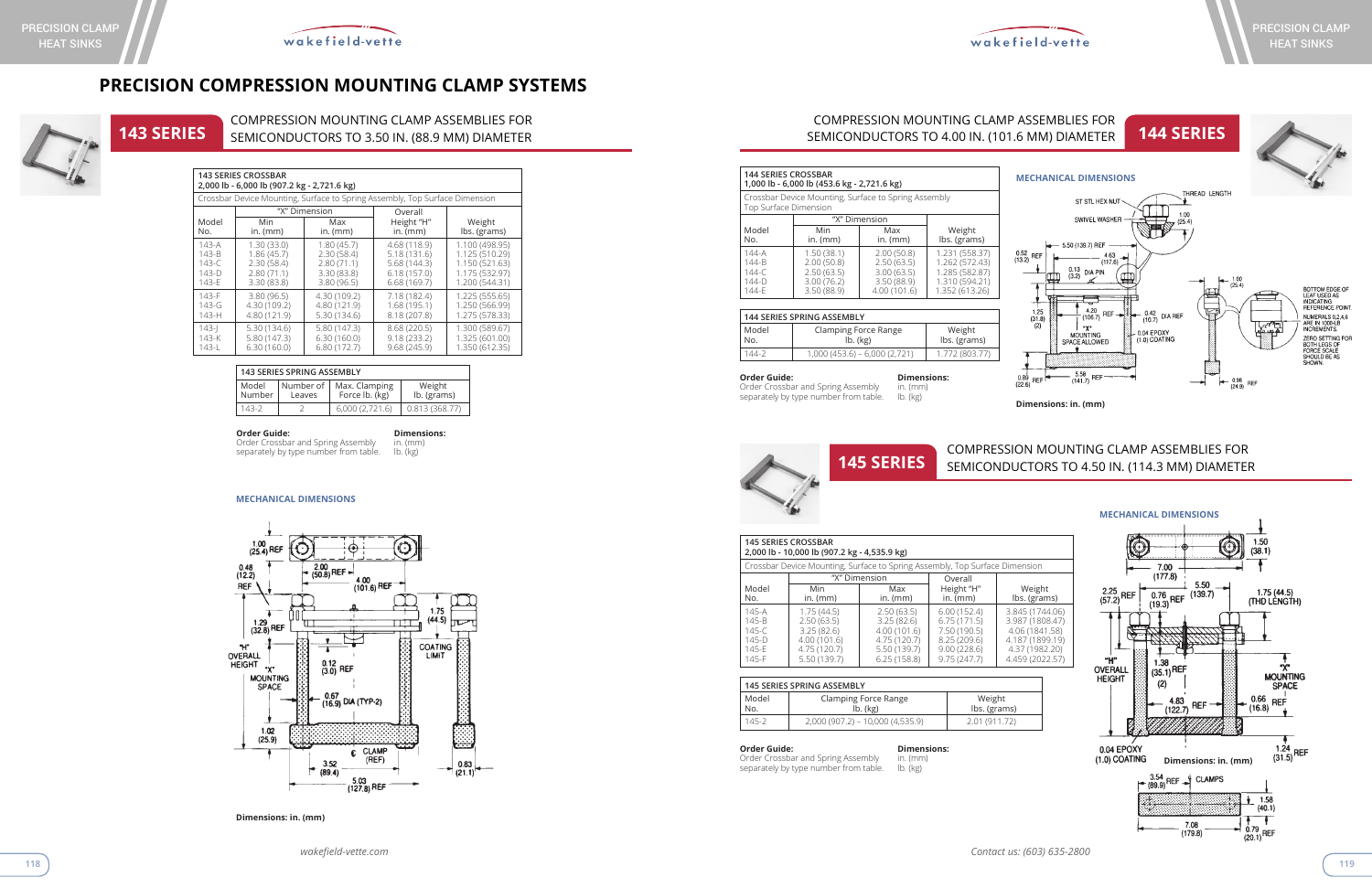# PRECISION COMPRESSION MOUNTING CLAMP SYSTEMS

## 143 SERIES

COMPRESSION MOUNTING CLAMP ASSEMBLIES FOR SEMICONDUCTORS TO 3.50 IN. (88.9 MM) DIAMETER

| 143 SERIES CROSSBAR 2,000 lb - 6,000 lb (907.2 kg - 2,721.6 kg) | | | | |
|---|---|---|---|---|
| Crossbar Device Mounting, Surface to Spring Assembly, Top Surface Dimension | | | | |
| Model No. | "X" Dimension Min in. (mm) | "X" Dimension Max in. (mm) | Overall Height "H" in. (mm) | Weight lbs. (grams) |
| 143-A | 1.30 (33.0) | 1.80 (45.7) | 4.68 (118.9) | 1.100 (498.95) |
| 143-B | 1.86 (45.7) | 2.30 (58.4) | 5.18 (131.6) | 1.125 (510.29) |
| 143-C | 2.30 (58.4) | 2.80 (71.1) | 5.68 (144.3) | 1.150 (521.63) |
| 143-D | 2.80 (71.1) | 3.30 (83.8) | 6.18 (157.0) | 1.175 (532.97) |
| 143-E | 3.30 (83.8) | 3.80 (96.5) | 6.68 (169.7) | 1.200 (544.31) |
| 143-F | 3.80 (96.5) | 4.30 (109.2) | 7.18 (182.4) | 1.225 (555.65) |
| 143-G | 4.30 (109.2) | 4.80 (121.9) | 1.68 (195.1) | 1.250 (566.99) |
| 143-H | 4.80 (121.9) | 5.30 (134.6) | 8.18 (207.8) | 1.275 (578.33) |
| 143-J | 5.30 (134.6) | 5.80 (147.3) | 8.68 (220.5) | 1.300 (589.67) |
| 143-K | 5.80 (147.3) | 6.30 (160.0) | 9.18 (233.2) | 1.325 (601.00) |
| 143-L | 6.30 (160.0) | 6.80 (172.7) | 9.68 (245.9) | 1.350 (612.35) |

| 143 SERIES SPRING ASSEMBLY | | | |
|---|---|---|---|
| Model Number | Number of Leaves | Max. Clamping Force lb. (kg) | Weight lb. (grams) |
| 143-2 | 2 | 6,000 (2,721.6) | 0.813 (368.77) |

**Order Guide:** Order Crossbar and Spring Assembly separately by type number from table.

**Dimensions:** in. (mm) lb. (kg)

**MECHANICAL DIMENSIONS**

Dimensions: in. (mm)

## 144 SERIES

COMPRESSION MOUNTING CLAMP ASSEMBLIES FOR SEMICONDUCTORS TO 4.00 IN. (101.6 MM) DIAMETER

| 144 SERIES CROSSBAR 1,000 lb - 6,000 lb (453.6 kg - 2,721.6 kg) | | | |
|---|---|---|---|
| Crossbar Device Mounting, Surface to Spring Assembly Top Surface Dimension | | | |
| Model No. | "X" Dimension Min in. (mm) | "X" Dimension Max in. (mm) | Weight lbs. (grams) |
| 144-A | 1.50 (38.1) | 2.00 (50.8) | 1.231 (558.37) |
| 144-B | 2.00 (50.8) | 2.50 (63.5) | 1.262 (572.43) |
| 144-C | 2.50 (63.5) | 3.00 (63.5) | 1.285 (582.87) |
| 144-D | 3.00 (76.2) | 3.50 (88.9) | 1.310 (594.21) |
| 144-E | 3.50 (88.9) | 4.00 (101.6) | 1.352 (613.26) |

| 144 SERIES SPRING ASSEMBLY | | |
|---|---|---|
| Model No. | Clamping Force Range lb. (kg) | Weight lbs. (grams) |
| 144-2 | 1,000 (453.6) – 6,000 (2,721) | 1.772 (803.77) |

**Order Guide:** Order Crossbar and Spring Assembly separately by type number from table.

**Dimensions:** in. (mm) lb. (kg)

**MECHANICAL DIMENSIONS**

Dimensions: in. (mm)

## 145 SERIES

COMPRESSION MOUNTING CLAMP ASSEMBLIES FOR SEMICONDUCTORS TO 4.50 IN. (114.3 MM) DIAMETER

| 145 SERIES CROSSBAR 2,000 lb - 10,000 lb (907.2 kg - 4,535.9 kg) | | | | |
|---|---|---|---|---|
| Crossbar Device Mounting, Surface to Spring Assembly, Top Surface Dimension | | | | |
| Model No. | "X" Dimension Min in. (mm) | "X" Dimension Max in. (mm) | Overall Height "H" in. (mm) | Weight lbs. (grams) |
| 145-A | 1.75 (44.5) | 2.50 (63.5) | 6.00 (152.4) | 3.845 (1744.06) |
| 145-B | 2.50 (63.5) | 3.25 (82.6) | 6.75 (171.5) | 3.987 (1808.47) |
| 145-C | 3.25 (82.6) | 4.00 (101.6) | 7.50 (190.5) | 4.06 (1841.58) |
| 145-D | 4.00 (101.6) | 4.75 (120.7) | 8.25 (209.6) | 4.187 (1899.19) |
| 145-E | 4.75 (120.7) | 5.50 (139.7) | 9.00 (228.6) | 4.37 (1982.20) |
| 145-F | 5.50 (139.7) | 6.25 (158.8) | 9.75 (247.7) | 4.459 (2022.57) |

| 145 SERIES SPRING ASSEMBLY | | |
|---|---|---|
| Model No. | Clamping Force Range lb. (kg) | Weight lbs. (grams) |
| 145-2 | 2,000 (907.2) – 10,000 (4,535.9) | 2.01 (911.72) |

**Order Guide:** Order Crossbar and Spring Assembly separately by type number from table.

**Dimensions:** in. (mm) lb. (kg)

**MECHANICAL DIMENSIONS**

Dimensions: in. (mm)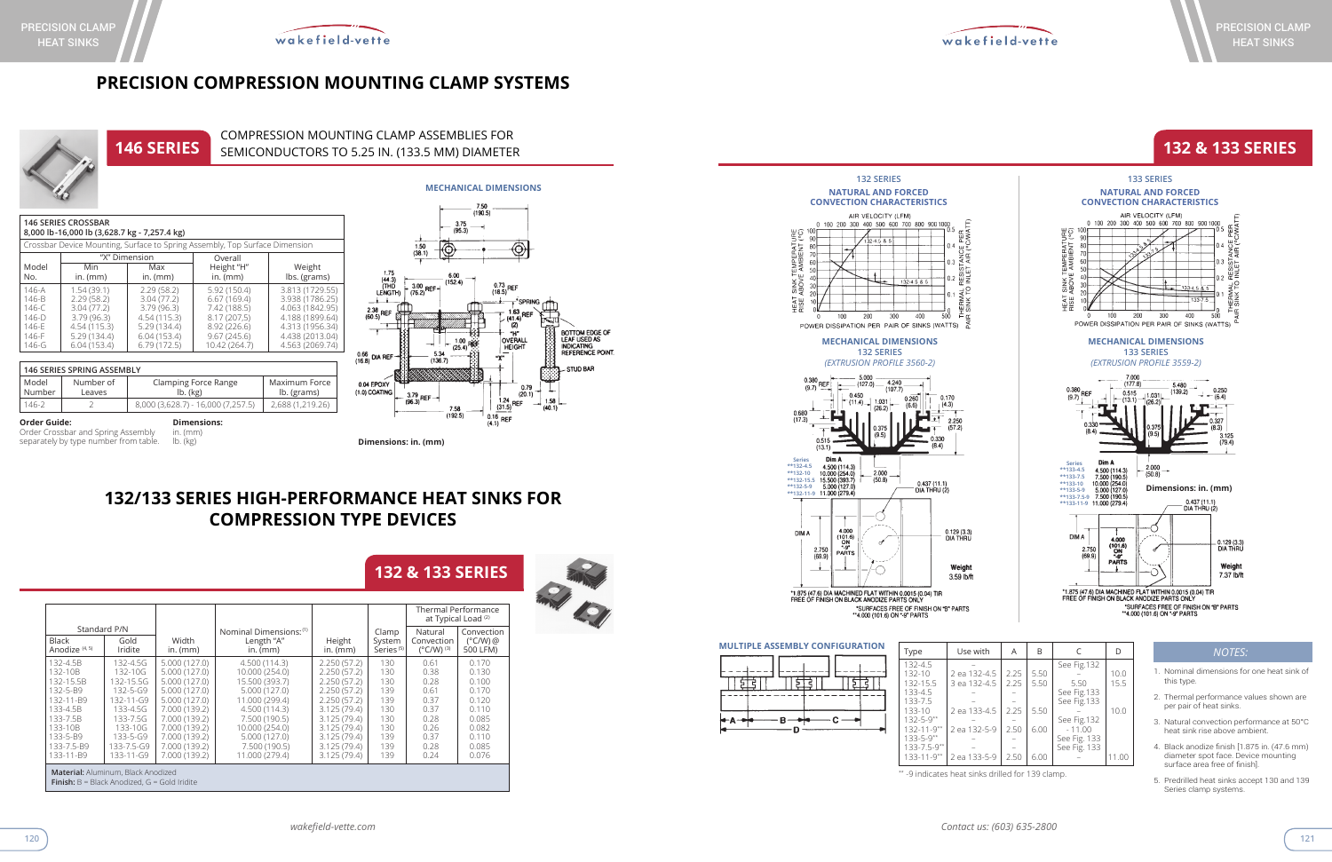# PRECISION COMPRESSION MOUNTING CLAMP SYSTEMS

## 146 SERIES

COMPRESSION MOUNTING CLAMP ASSEMBLIES FOR SEMICONDUCTORS TO 5.25 IN. (133.5 MM) DIAMETER

| 146 SERIES CROSSBAR 8,000 lb-16,000 lb (3,628.7 kg - 7,257.4 kg) | | | | |
|---|---|---|---|---|
| Crossbar Device Mounting, Surface to Spring Assembly, Top Surface Dimension | | | | |
| Model No. | "X" Dimension Min in. (mm) | "X" Dimension Max in. (mm) | Overall Height "H" in. (mm) | Weight lbs. (grams) |
| 146-A | 1.54 (39.1) | 2.29 (58.2) | 5.92 (150.4) | 3.813 (1729.55) |
| 146-B | 2.29 (58.2) | 3.04 (77.2) | 6.67 (169.4) | 3.938 (1786.25) |
| 146-C | 3.04 (77.2) | 3.79 (96.3) | 7.42 (188.5) | 4.063 (1842.95) |
| 146-D | 3.79 (96.3) | 4.54 (115.3) | 8.17 (207.5) | 4.188 (1899.64) |
| 146-E | 4.54 (115.3) | 5.29 (134.4) | 8.92 (226.6) | 4.313 (1956.34) |
| 146-F | 5.29 (134.4) | 6.04 (153.4) | 9.67 (245.6) | 4.438 (2013.04) |
| 146-G | 6.04 (153.4) | 6.79 (172.5) | 10.42 (264.7) | 4.563 (2069.74) |

| 146 SERIES SPRING ASSEMBLY | | | |
|---|---|---|---|
| Model Number | Number of Leaves | Clamping Force Range lb. (kg) | Maximum Force lb. (grams) |
| 146-2 | 2 | 8,000 (3,628.7) - 16,000 (7,257.5) | 2,688 (1,219.26) |

**Order Guide:**
Order Crossbar and Spring Assembly separately by type number from table.

**Dimensions:**
in. (mm)
lb. (kg)

### MECHANICAL DIMENSIONS

Dimensions: in. (mm)

# 132/133 SERIES HIGH-PERFORMANCE HEAT SINKS FOR COMPRESSION TYPE DEVICES

## 132 & 133 SERIES

| Standard P/N Black Anodize [4,5] | Standard P/N Gold Iridite | Width in. (mm) | Nominal Dimensions:[1] Length "A" in. (mm) | Height in. (mm) | Clamp System Series [5] | Thermal Performance at Typical Load [2] Natural Convection (°C/W) [3] | Forced Convection (°C/W) @ 500 LFM |
|---|---|---|---|---|---|---|---|
| 132-4.5B | 132-4.5G | 5.000 (127.0) | 4.500 (114.3) | 2.250 (57.2) | 130 | 0.61 | 0.170 |
| 132-10B | 132-10G | 5.000 (127.0) | 10.000 (254.0) | 2.250 (57.2) | 130 | 0.38 | 0.130 |
| 132-15.5B | 132-15.5G | 5.000 (127.0) | 15.500 (393.7) | 2.250 (57.2) | 130 | 0.28 | 0.100 |
| 132-5-B9 | 132-5-G9 | 5.000 (127.0) | 5.000 (127.0) | 2.250 (57.2) | 139 | 0.61 | 0.170 |
| 132-11-B9 | 132-11-G9 | 5.000 (127.0) | 11.000 (299.4) | 2.250 (57.2) | 139 | 0.37 | 0.120 |
| 133-4.5B | 133-4.5G | 7.000 (139.2) | 4.500 (114.3) | 3.125 (79.4) | 130 | 0.37 | 0.110 |
| 133-7.5B | 133-7.5G | 7.000 (139.2) | 7.500 (190.5) | 3.125 (79.4) | 130 | 0.28 | 0.085 |
| 133-10B | 133-10G | 7.000 (139.2) | 10.000 (254.0) | 3.125 (79.4) | 130 | 0.26 | 0.082 |
| 133-5-B9 | 133-5-G9 | 7.000 (139.2) | 5.000 (127.0) | 3.125 (79.4) | 139 | 0.37 | 0.110 |
| 133-7.5-B9 | 133-7.5-G9 | 7.000 (139.2) | 7.500 (190.5) | 3.125 (79.4) | 139 | 0.28 | 0.085 |
| 133-11-B9 | 133-11-G9 | 7.000 (139.2) | 11.000 (279.4) | 3.125 (79.4) | 139 | 0.24 | 0.076 |

**Material:** Aluminum, Black Anodized
**Finish:** B = Black Anodized, G = Gold Iridite

## 132 & 133 SERIES

### 132 SERIES NATURAL AND FORCED CONVECTION CHARACTERISTICS

### 133 SERIES NATURAL AND FORCED CONVECTION CHARACTERISTICS

### MECHANICAL DIMENSIONS 132 SERIES

*(EXTRUSION PROFILE 3560-2)*

| Series | Dim A |
|---|---|
| **132-4.5 | 4.500 (114.3) |
| **132-10 | 10.000 (254.0) |
| **132-15.5 | 15.500 (393.7) |
| **132-5-9 | 5.000 (127.0) |
| **132-11-9 | 11.000 (279.4) |

Weight 3.59 lb/ft

*1.875 (47.6) DIA MACHINED FLAT WITHIN 0.0015 (0.04) TIR FREE OF FINISH ON BLACK ANODIZE PARTS ONLY
*SURFACES FREE OF FINISH ON "B" PARTS
**4.000 (101.6) ON "-9" PARTS

### MECHANICAL DIMENSIONS 133 SERIES

*(EXTRUSION PROFILE 3559-2)*

| Series | Dim A |
|---|---|
| **133-4.5 | 4.500 (114.3) |
| **133-7.5 | 7.500 (190.5) |
| **133-10 | 10.000 (254.0) |
| **133-5-9 | 5.000 (127.0) |
| **133-7.5-9 | 7.500 (190.5) |
| **133-11-9 | 11.000 (279.4) |

Dimensions: in. (mm)

Weight 7.37 lb/ft

*1.875 (47.6) DIA MACHINED FLAT WITHIN 0.0015 (0.04) TIR FREE OF FINISH ON BLACK ANODIZE PARTS ONLY
*SURFACES FREE OF FINISH ON "B" PARTS
**4.000 (101.6) ON "-9" PARTS

### MULTIPLE ASSEMBLY CONFIGURATION

| Type | Use with | A | B | C | D |
|---|---|---|---|---|---|
| 132-4.5 | – | | | See Fig.132 | |
| 132-10 | 2 ea 132-4.5 | 2.25 | 5.50 | – | 10.0 |
| 132-15.5 | 3 ea 132-4.5 | 2.25 | 5.50 | 5.50 | 15.5 |
| 133-4.5 | – | – | | See Fig.133 | |
| 133-7.5 | – | – | | See Fig.133 | |
| 133-10 | 2 ea 133-4.5 | 2.25 | 5.50 | – | 10.0 |
| 132-5-9** | – | – | | See Fig.132 | |
| 132-11-9** | 2 ea 132-5-9 | 2.50 | 6.00 | - 11.00 | |
| 133-5-9** | – | – | | See Fig. 133 | |
| 133-7.5-9** | – | – | | See Fig. 133 | |
| 133-11-9** | 2 ea 133-5-9 | 2.50 | 6.00 | – | 11.00 |

** -9 indicates heat sinks drilled for 139 clamp.

### NOTES:

1. Nominal dimensions for one heat sink of this type.
2. Thermal performance values shown are per pair of heat sinks.
3. Natural convection performance at 50°C heat sink rise above ambient.
4. Black anodize finish [1.875 in. (47.6 mm) diameter spot face. Device mounting surface area free of finish].
5. Predrilled heat sinks accept 130 and 139 Series clamp systems.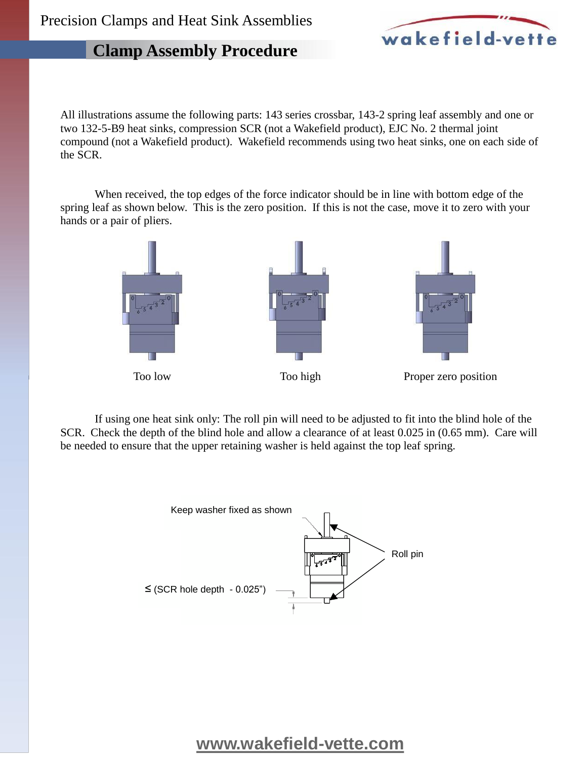## Clamp Assembly Procedure

All illustrations assume the following parts: 143 series crossbar, 143-2 spring leaf assembly and one or two 132-5-B9 heat sinks, compression SCR (not a Wakefield product), EJC No. 2 thermal joint compound (not a Wakefield product). Wakefield recommends using two heat sinks, one on each side of the SCR.

When received, the top edges of the force indicator should be in line with bottom edge of the spring leaf as shown below. This is the zero position. If this is not the case, move it to zero with your hands or a pair of pliers.

Too low | Too high | Proper zero position

If using one heat sink only: The roll pin will need to be adjusted to fit into the blind hole of the SCR. Check the depth of the blind hole and allow a clearance of at least 0.025 in (0.65 mm). Care will be needed to ensure that the upper retaining washer is held against the top leaf spring.

Keep washer fixed as shown

Roll pin

≤ (SCR hole depth - 0.025")

www.wakefield-vette.com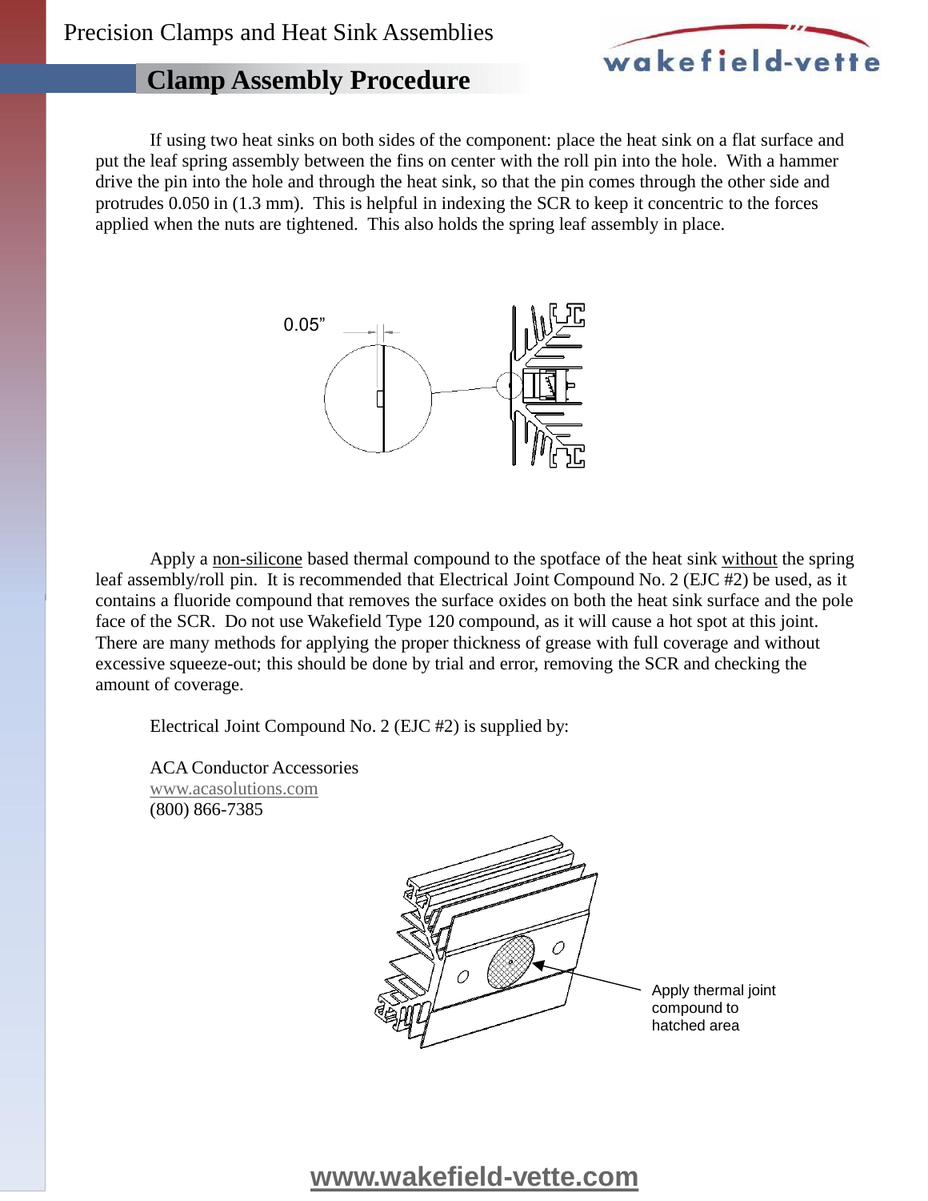## Clamp Assembly Procedure

If using two heat sinks on both sides of the component: place the heat sink on a flat surface and put the leaf spring assembly between the fins on center with the roll pin into the hole. With a hammer drive the pin into the hole and through the heat sink, so that the pin comes through the other side and protrudes 0.050 in (1.3 mm). This is helpful in indexing the SCR to keep it concentric to the forces applied when the nuts are tightened. This also holds the spring leaf assembly in place.

0.05"

Apply a non-silicone based thermal compound to the spotface of the heat sink without the spring leaf assembly/roll pin. It is recommended that Electrical Joint Compound No. 2 (EJC #2) be used, as it contains a fluoride compound that removes the surface oxides on both the heat sink surface and the pole face of the SCR. Do not use Wakefield Type 120 compound, as it will cause a hot spot at this joint. There are many methods for applying the proper thickness of grease with full coverage and without excessive squeeze-out; this should be done by trial and error, removing the SCR and checking the amount of coverage.

Electrical Joint Compound No. 2 (EJC #2) is supplied by:

ACA Conductor Accessories  
www.acasolutions.com  
(800) 866-7385

Apply thermal joint compound to hatched area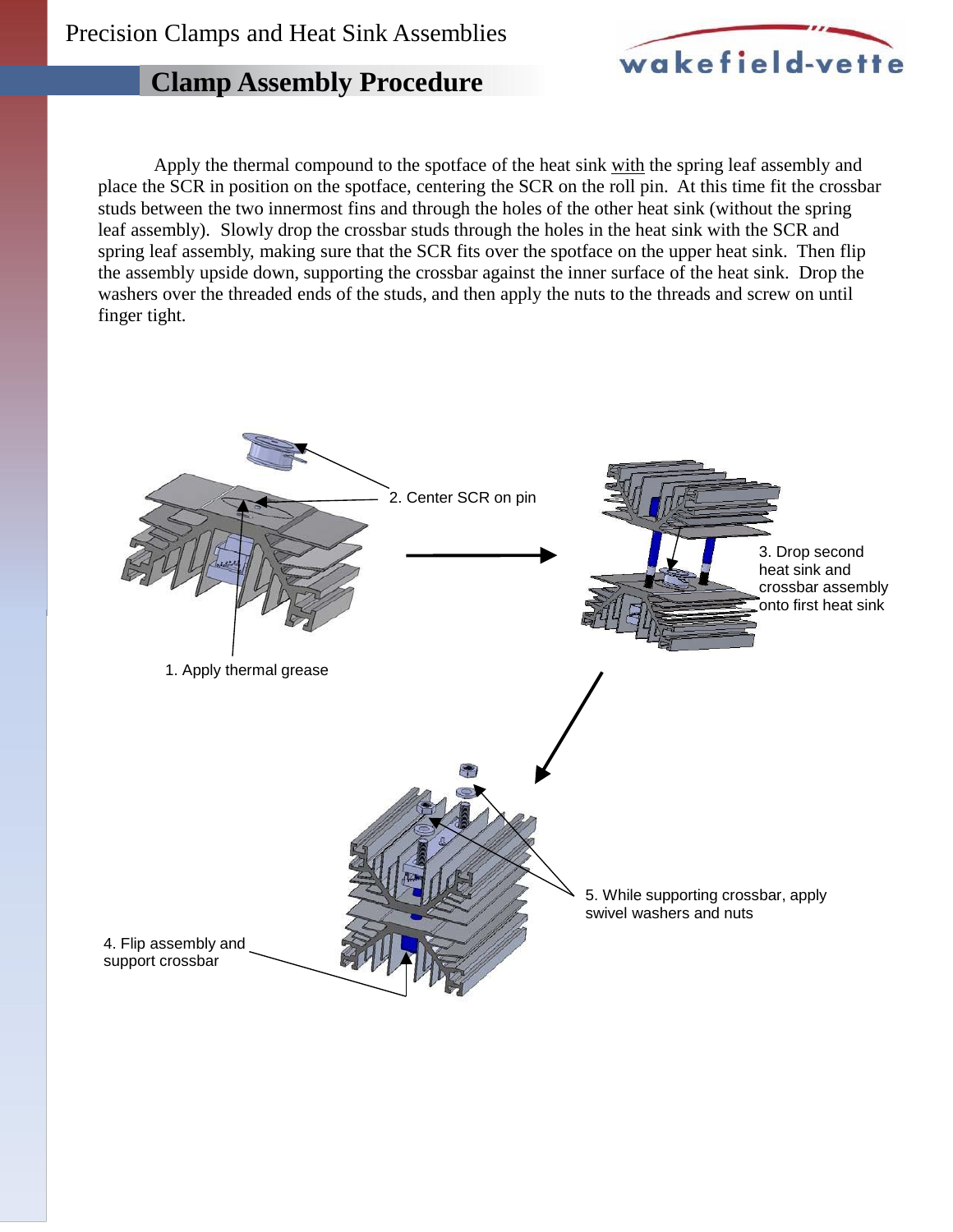# Clamp Assembly Procedure

Apply the thermal compound to the spotface of the heat sink with the spring leaf assembly and place the SCR in position on the spotface, centering the SCR on the roll pin. At this time fit the crossbar studs between the two innermost fins and through the holes of the other heat sink (without the spring leaf assembly). Slowly drop the crossbar studs through the holes in the heat sink with the SCR and spring leaf assembly, making sure that the SCR fits over the spotface on the upper heat sink. Then flip the assembly upside down, supporting the crossbar against the inner surface of the heat sink. Drop the washers over the threaded ends of the studs, and then apply the nuts to the threads and screw on until finger tight.

1. Apply thermal grease
2. Center SCR on pin
3. Drop second heat sink and crossbar assembly onto first heat sink
4. Flip assembly and support crossbar
5. While supporting crossbar, apply swivel washers and nuts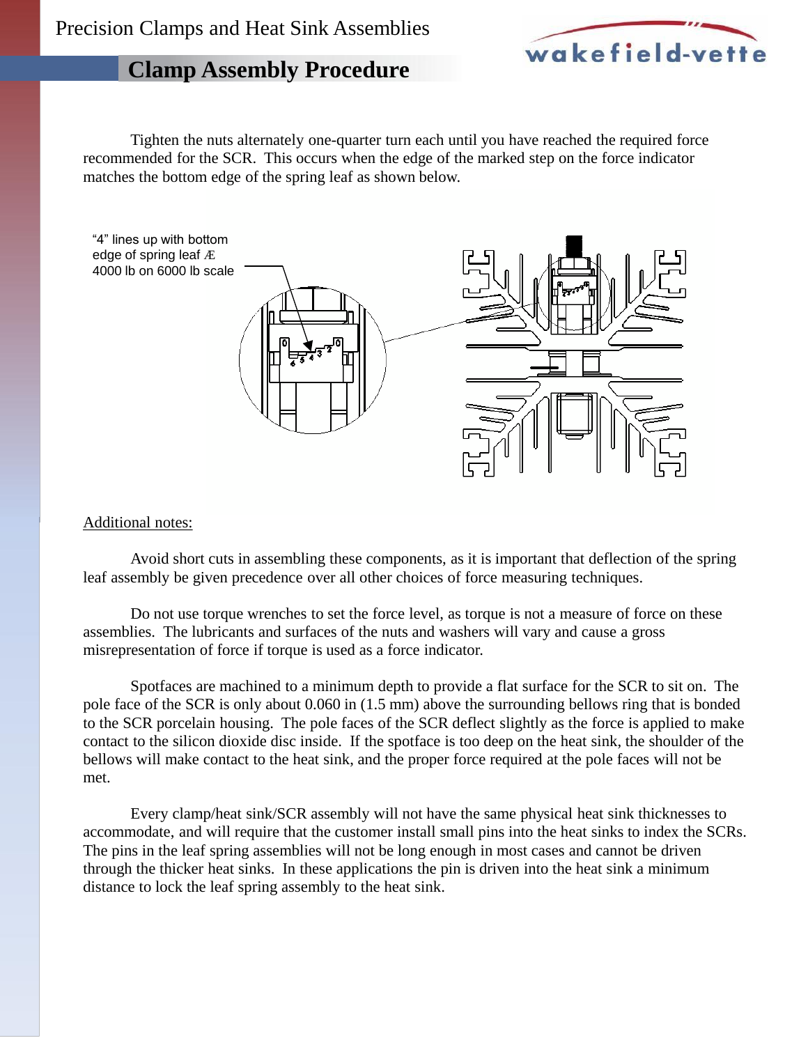## Clamp Assembly Procedure

Tighten the nuts alternately one-quarter turn each until you have reached the required force recommended for the SCR. This occurs when the edge of the marked step on the force indicator matches the bottom edge of the spring leaf as shown below.

"4" lines up with bottom edge of spring leaf Æ 4000 lb on 6000 lb scale

Additional notes:

Avoid short cuts in assembling these components, as it is important that deflection of the spring leaf assembly be given precedence over all other choices of force measuring techniques.

Do not use torque wrenches to set the force level, as torque is not a measure of force on these assemblies. The lubricants and surfaces of the nuts and washers will vary and cause a gross misrepresentation of force if torque is used as a force indicator.

Spotfaces are machined to a minimum depth to provide a flat surface for the SCR to sit on. The pole face of the SCR is only about 0.060 in (1.5 mm) above the surrounding bellows ring that is bonded to the SCR porcelain housing. The pole faces of the SCR deflect slightly as the force is applied to make contact to the silicon dioxide disc inside. If the spotface is too deep on the heat sink, the shoulder of the bellows will make contact to the heat sink, and the proper force required at the pole faces will not be met.

Every clamp/heat sink/SCR assembly will not have the same physical heat sink thicknesses to accommodate, and will require that the customer install small pins into the heat sinks to index the SCRs. The pins in the leaf spring assemblies will not be long enough in most cases and cannot be driven through the thicker heat sinks. In these applications the pin is driven into the heat sink a minimum distance to lock the leaf spring assembly to the heat sink.